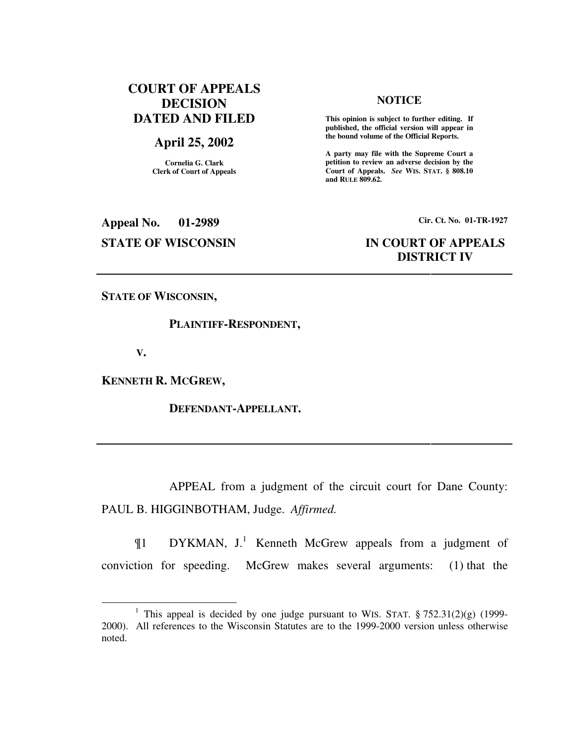**COURT OF APPEALS DECISION DATED AND FILED**

**April 25, 2002**

**Cornelia G. Clark**
**Clerk of Court of Appeals**

**NOTICE**

**This opinion is subject to further editing. If published, the official version will appear in the bound volume of the Official Reports.**

**A party may file with the Supreme Court a petition to review an adverse decision by the Court of Appeals. *See* WIS. STAT. § 808.10 and RULE 809.62.**

**Appeal No. 01-2989**

**Cir. Ct. No. 01-TR-1927**

**STATE OF WISCONSIN**

**IN COURT OF APPEALS DISTRICT IV**

---

**STATE OF WISCONSIN,**

**PLAINTIFF-RESPONDENT,**

**V.**

**KENNETH R. MCGREW,**

**DEFENDANT-APPELLANT.**

---

APPEAL from a judgment of the circuit court for Dane County: PAUL B. HIGGINBOTHAM, Judge. *Affirmed.*

¶1 DYKMAN, J.[1] Kenneth McGrew appeals from a judgment of conviction for speeding. McGrew makes several arguments: (1) that the

[1] This appeal is decided by one judge pursuant to WIS. STAT. § 752.31(2)(g) (1999-2000). All references to the Wisconsin Statutes are to the 1999-2000 version unless otherwise noted.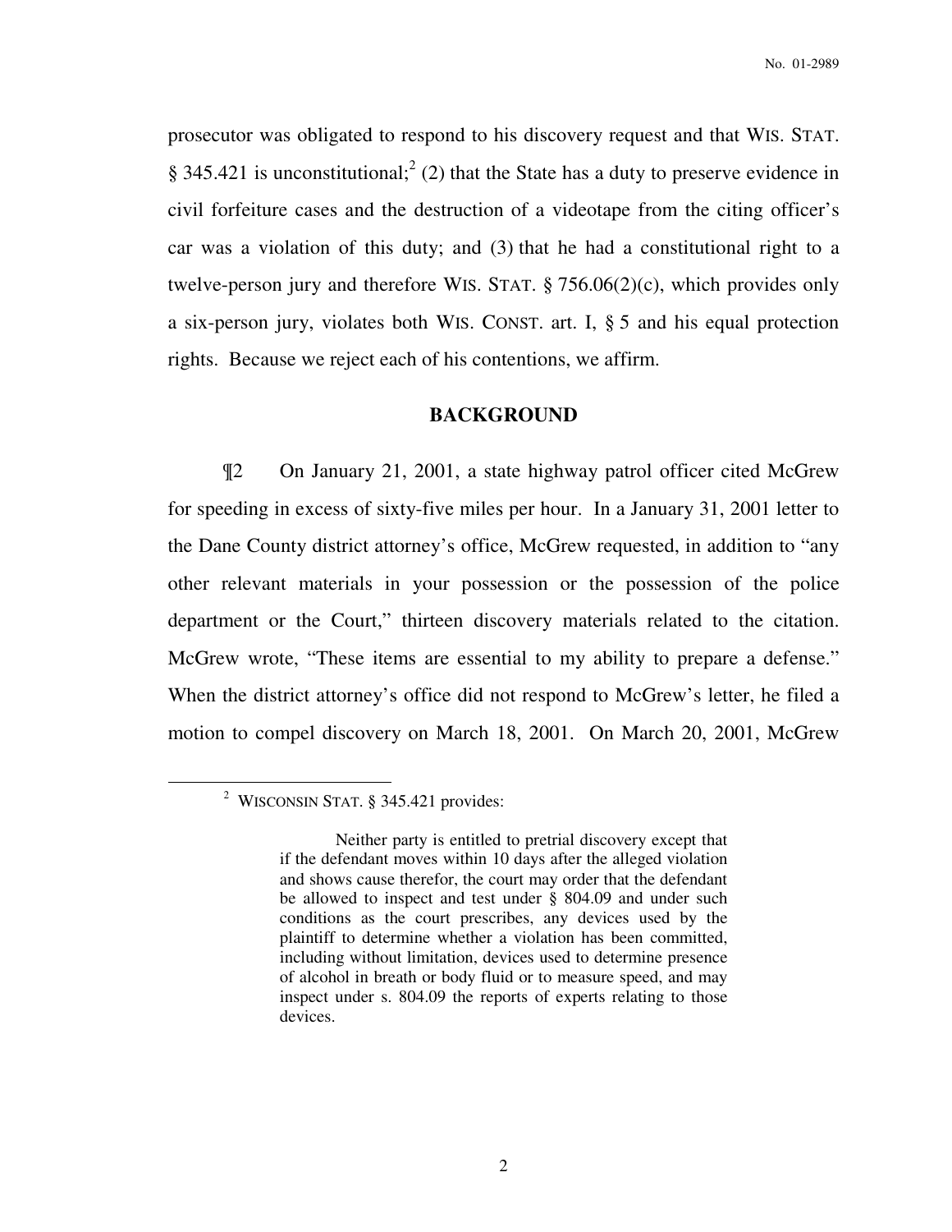prosecutor was obligated to respond to his discovery request and that WIS. STAT. § 345.421 is unconstitutional;[2] (2) that the State has a duty to preserve evidence in civil forfeiture cases and the destruction of a videotape from the citing officer's car was a violation of this duty; and (3) that he had a constitutional right to a twelve-person jury and therefore WIS. STAT. § 756.06(2)(c), which provides only a six-person jury, violates both WIS. CONST. art. I, § 5 and his equal protection rights. Because we reject each of his contentions, we affirm.

## BACKGROUND

¶2 On January 21, 2001, a state highway patrol officer cited McGrew for speeding in excess of sixty-five miles per hour. In a January 31, 2001 letter to the Dane County district attorney's office, McGrew requested, in addition to "any other relevant materials in your possession or the possession of the police department or the Court," thirteen discovery materials related to the citation. McGrew wrote, "These items are essential to my ability to prepare a defense." When the district attorney's office did not respond to McGrew's letter, he filed a motion to compel discovery on March 18, 2001. On March 20, 2001, McGrew

---

[2] WISCONSIN STAT. § 345.421 provides:

> Neither party is entitled to pretrial discovery except that if the defendant moves within 10 days after the alleged violation and shows cause therefor, the court may order that the defendant be allowed to inspect and test under § 804.09 and under such conditions as the court prescribes, any devices used by the plaintiff to determine whether a violation has been committed, including without limitation, devices used to determine presence of alcohol in breath or body fluid or to measure speed, and may inspect under s. 804.09 the reports of experts relating to those devices.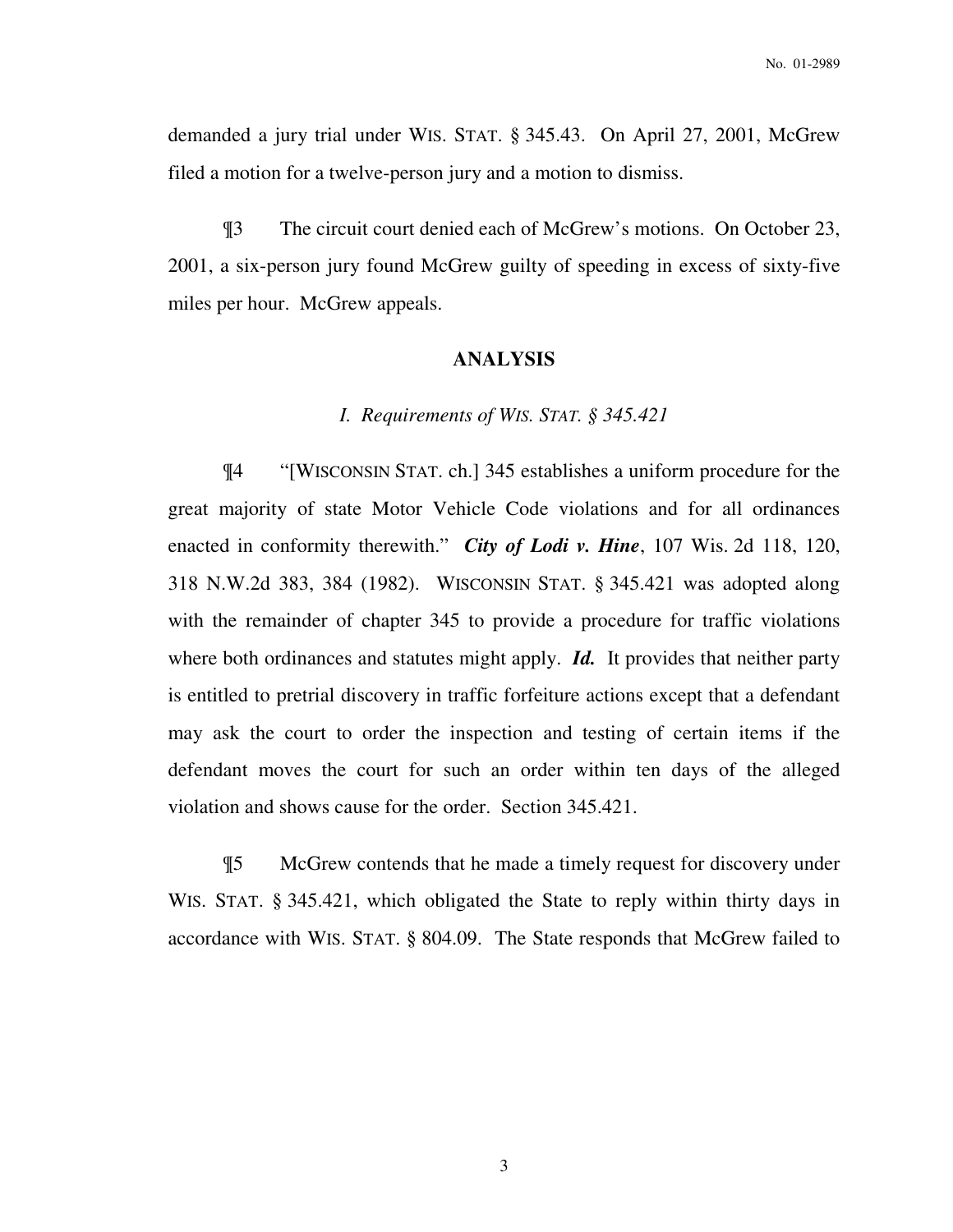demanded a jury trial under WIS. STAT. § 345.43. On April 27, 2001, McGrew filed a motion for a twelve-person jury and a motion to dismiss.

¶3 The circuit court denied each of McGrew's motions. On October 23, 2001, a six-person jury found McGrew guilty of speeding in excess of sixty-five miles per hour. McGrew appeals.

## ANALYSIS

### *I. Requirements of WIS. STAT. § 345.421*

¶4 "[WISCONSIN STAT. ch.] 345 establishes a uniform procedure for the great majority of state Motor Vehicle Code violations and for all ordinances enacted in conformity therewith." ***City of Lodi v. Hine***, 107 Wis. 2d 118, 120, 318 N.W.2d 383, 384 (1982). WISCONSIN STAT. § 345.421 was adopted along with the remainder of chapter 345 to provide a procedure for traffic violations where both ordinances and statutes might apply. ***Id.*** It provides that neither party is entitled to pretrial discovery in traffic forfeiture actions except that a defendant may ask the court to order the inspection and testing of certain items if the defendant moves the court for such an order within ten days of the alleged violation and shows cause for the order. Section 345.421.

¶5 McGrew contends that he made a timely request for discovery under WIS. STAT. § 345.421, which obligated the State to reply within thirty days in accordance with WIS. STAT. § 804.09. The State responds that McGrew failed to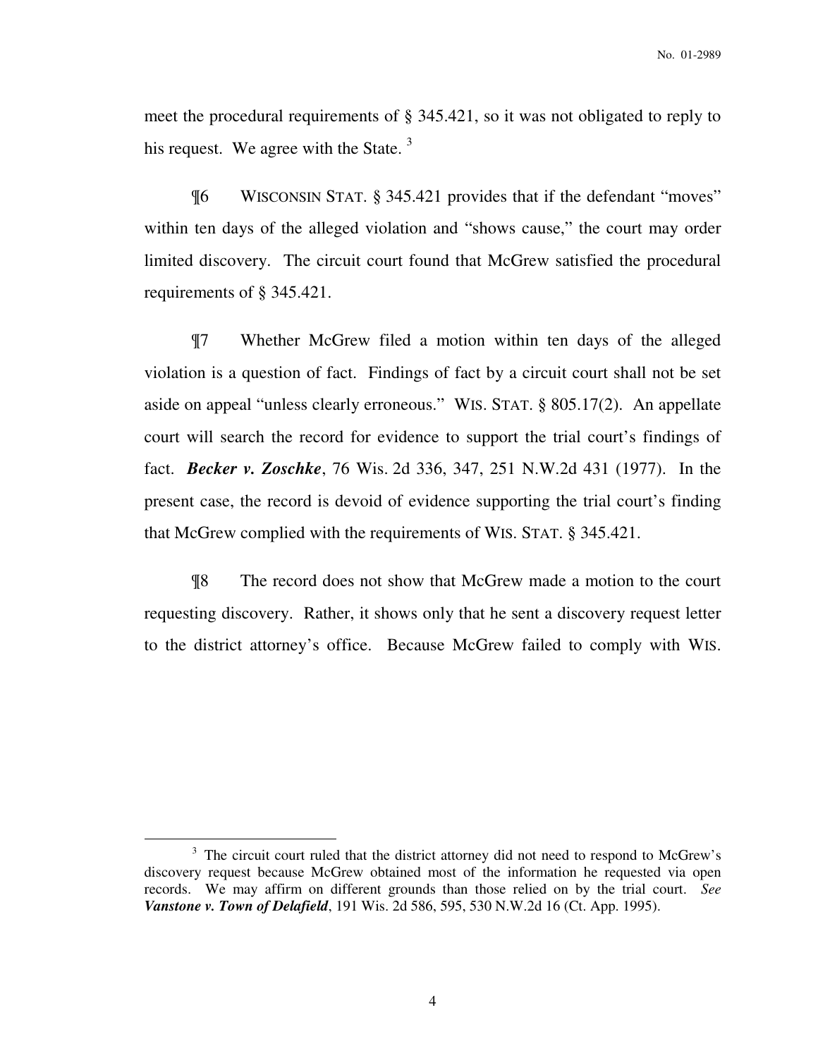meet the procedural requirements of § 345.421, so it was not obligated to reply to his request. We agree with the State. [3]

¶6 WISCONSIN STAT. § 345.421 provides that if the defendant "moves" within ten days of the alleged violation and "shows cause," the court may order limited discovery. The circuit court found that McGrew satisfied the procedural requirements of § 345.421.

¶7 Whether McGrew filed a motion within ten days of the alleged violation is a question of fact. Findings of fact by a circuit court shall not be set aside on appeal "unless clearly erroneous." WIS. STAT. § 805.17(2). An appellate court will search the record for evidence to support the trial court's findings of fact. ***Becker v. Zoschke***, 76 Wis. 2d 336, 347, 251 N.W.2d 431 (1977). In the present case, the record is devoid of evidence supporting the trial court's finding that McGrew complied with the requirements of WIS. STAT. § 345.421.

¶8 The record does not show that McGrew made a motion to the court requesting discovery. Rather, it shows only that he sent a discovery request letter to the district attorney's office. Because McGrew failed to comply with WIS.

---

[3] The circuit court ruled that the district attorney did not need to respond to McGrew's discovery request because McGrew obtained most of the information he requested via open records. We may affirm on different grounds than those relied on by the trial court. *See* ***Vanstone v. Town of Delafield***, 191 Wis. 2d 586, 595, 530 N.W.2d 16 (Ct. App. 1995).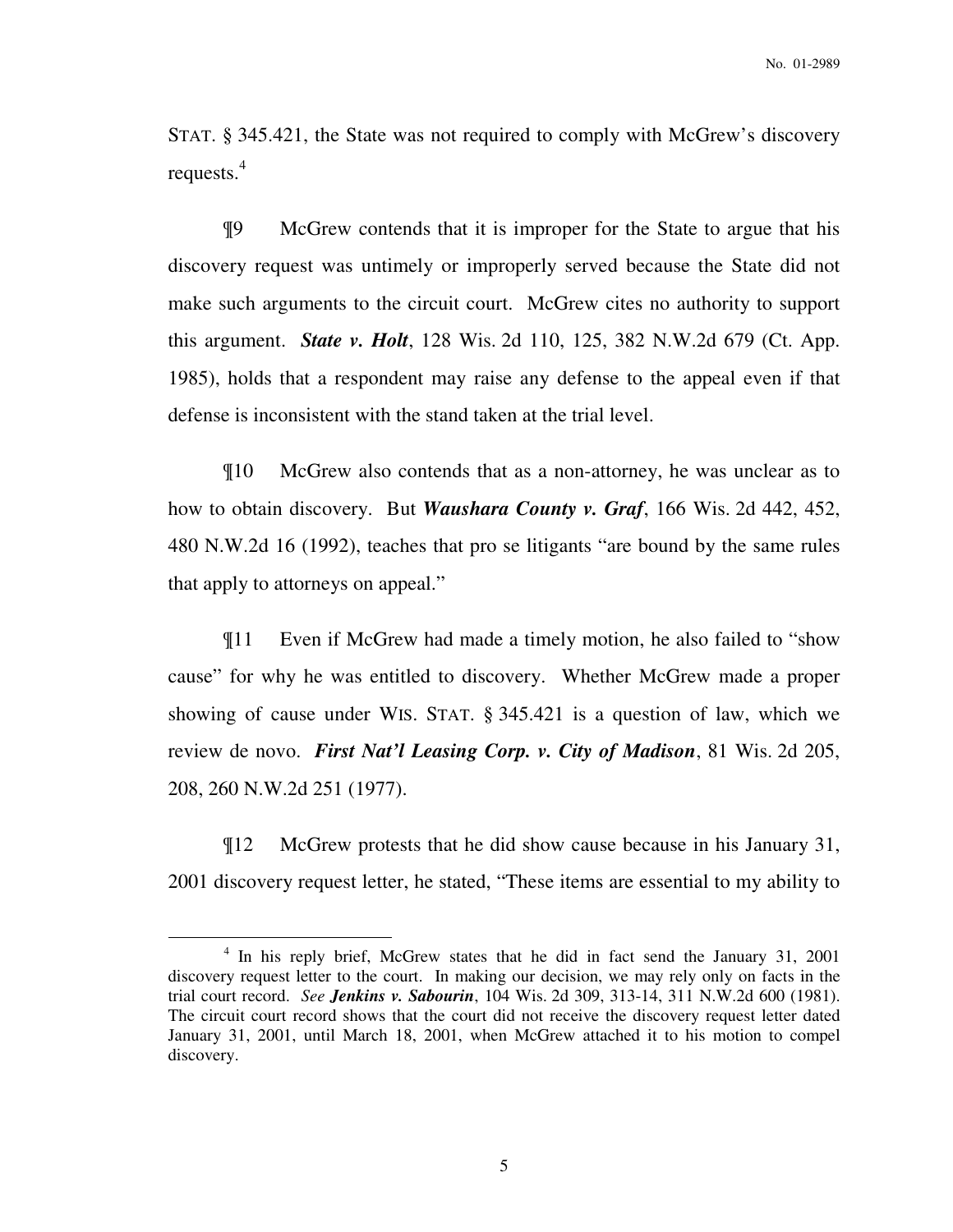STAT. § 345.421, the State was not required to comply with McGrew's discovery requests.[4]

¶9 McGrew contends that it is improper for the State to argue that his discovery request was untimely or improperly served because the State did not make such arguments to the circuit court. McGrew cites no authority to support this argument. ***State v. Holt***, 128 Wis. 2d 110, 125, 382 N.W.2d 679 (Ct. App. 1985), holds that a respondent may raise any defense to the appeal even if that defense is inconsistent with the stand taken at the trial level.

¶10 McGrew also contends that as a non-attorney, he was unclear as to how to obtain discovery. But ***Waushara County v. Graf***, 166 Wis. 2d 442, 452, 480 N.W.2d 16 (1992), teaches that pro se litigants "are bound by the same rules that apply to attorneys on appeal."

¶11 Even if McGrew had made a timely motion, he also failed to "show cause" for why he was entitled to discovery. Whether McGrew made a proper showing of cause under WIS. STAT. § 345.421 is a question of law, which we review de novo. ***First Nat'l Leasing Corp. v. City of Madison***, 81 Wis. 2d 205, 208, 260 N.W.2d 251 (1977).

¶12 McGrew protests that he did show cause because in his January 31, 2001 discovery request letter, he stated, "These items are essential to my ability to

---

[4] In his reply brief, McGrew states that he did in fact send the January 31, 2001 discovery request letter to the court. In making our decision, we may rely only on facts in the trial court record. *See* ***Jenkins v. Sabourin***, 104 Wis. 2d 309, 313-14, 311 N.W.2d 600 (1981). The circuit court record shows that the court did not receive the discovery request letter dated January 31, 2001, until March 18, 2001, when McGrew attached it to his motion to compel discovery.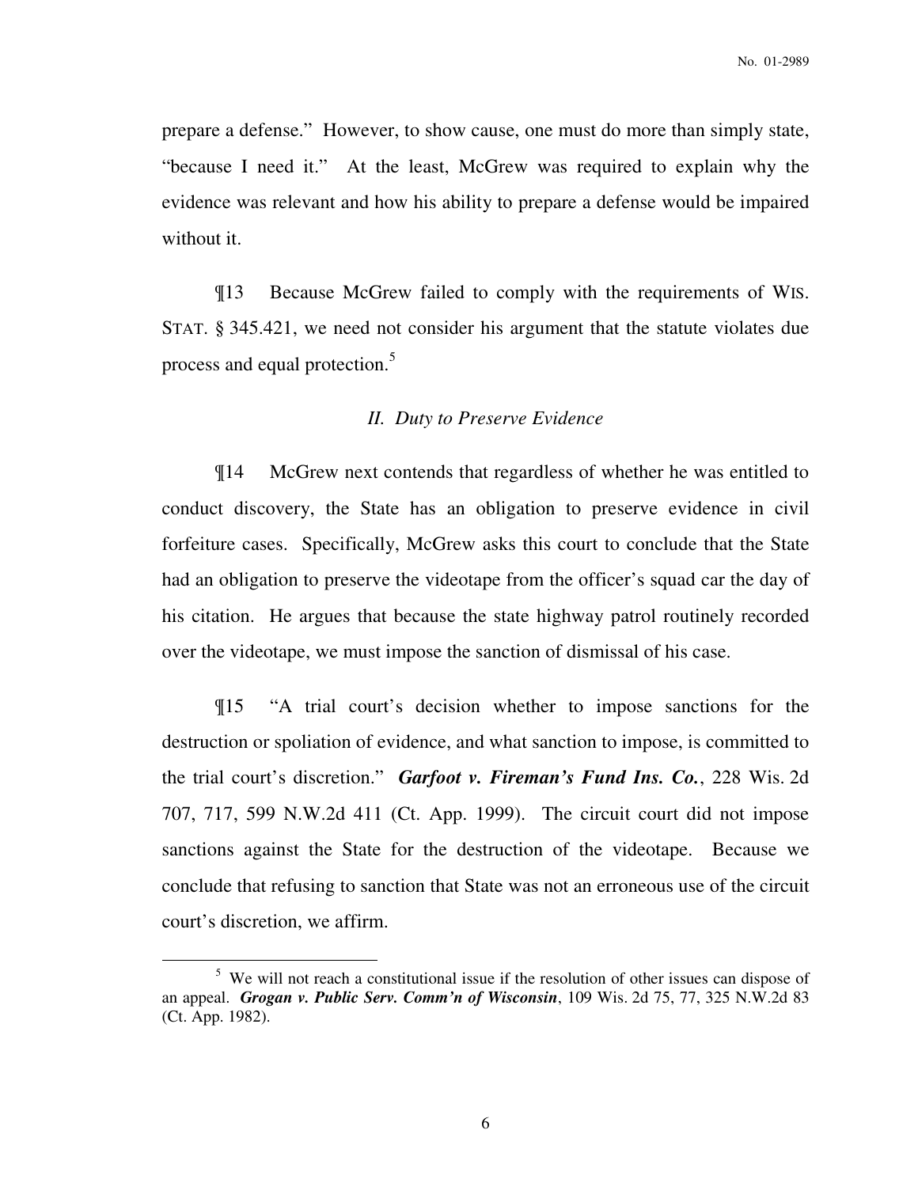prepare a defense." However, to show cause, one must do more than simply state, "because I need it." At the least, McGrew was required to explain why the evidence was relevant and how his ability to prepare a defense would be impaired without it.

¶13 Because McGrew failed to comply with the requirements of WIS. STAT. § 345.421, we need not consider his argument that the statute violates due process and equal protection.[5]

*II. Duty to Preserve Evidence*

¶14 McGrew next contends that regardless of whether he was entitled to conduct discovery, the State has an obligation to preserve evidence in civil forfeiture cases. Specifically, McGrew asks this court to conclude that the State had an obligation to preserve the videotape from the officer's squad car the day of his citation. He argues that because the state highway patrol routinely recorded over the videotape, we must impose the sanction of dismissal of his case.

¶15 "A trial court's decision whether to impose sanctions for the destruction or spoliation of evidence, and what sanction to impose, is committed to the trial court's discretion." ***Garfoot v. Fireman's Fund Ins. Co.***, 228 Wis. 2d 707, 717, 599 N.W.2d 411 (Ct. App. 1999). The circuit court did not impose sanctions against the State for the destruction of the videotape. Because we conclude that refusing to sanction that State was not an erroneous use of the circuit court's discretion, we affirm.

---

[5] We will not reach a constitutional issue if the resolution of other issues can dispose of an appeal. ***Grogan v. Public Serv. Comm'n of Wisconsin***, 109 Wis. 2d 75, 77, 325 N.W.2d 83 (Ct. App. 1982).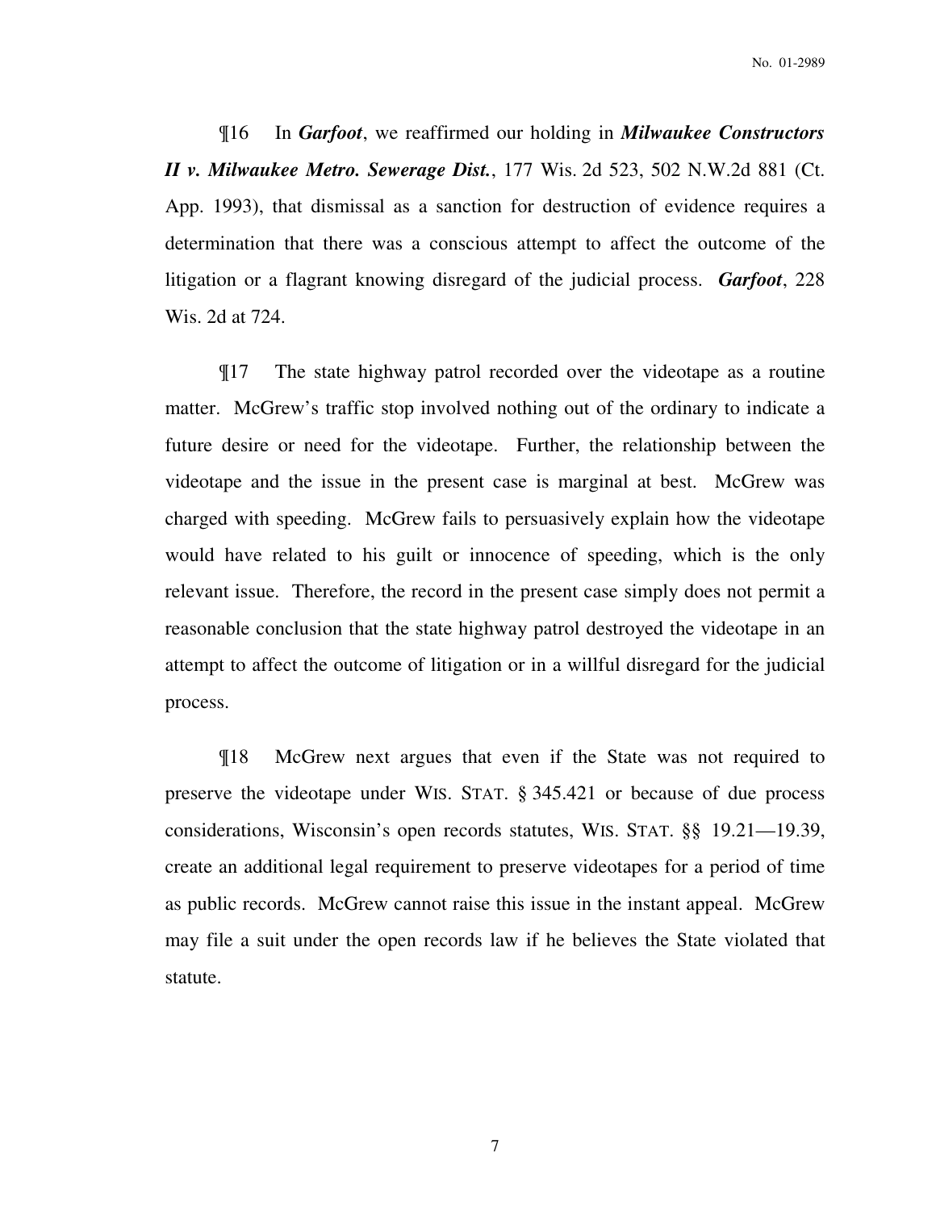¶16 In ***Garfoot***, we reaffirmed our holding in ***Milwaukee Constructors II v. Milwaukee Metro. Sewerage Dist.***, 177 Wis. 2d 523, 502 N.W.2d 881 (Ct. App. 1993), that dismissal as a sanction for destruction of evidence requires a determination that there was a conscious attempt to affect the outcome of the litigation or a flagrant knowing disregard of the judicial process. ***Garfoot***, 228 Wis. 2d at 724.

¶17 The state highway patrol recorded over the videotape as a routine matter. McGrew's traffic stop involved nothing out of the ordinary to indicate a future desire or need for the videotape. Further, the relationship between the videotape and the issue in the present case is marginal at best. McGrew was charged with speeding. McGrew fails to persuasively explain how the videotape would have related to his guilt or innocence of speeding, which is the only relevant issue. Therefore, the record in the present case simply does not permit a reasonable conclusion that the state highway patrol destroyed the videotape in an attempt to affect the outcome of litigation or in a willful disregard for the judicial process.

¶18 McGrew next argues that even if the State was not required to preserve the videotape under WIS. STAT. § 345.421 or because of due process considerations, Wisconsin's open records statutes, WIS. STAT. §§ 19.21—19.39, create an additional legal requirement to preserve videotapes for a period of time as public records. McGrew cannot raise this issue in the instant appeal. McGrew may file a suit under the open records law if he believes the State violated that statute.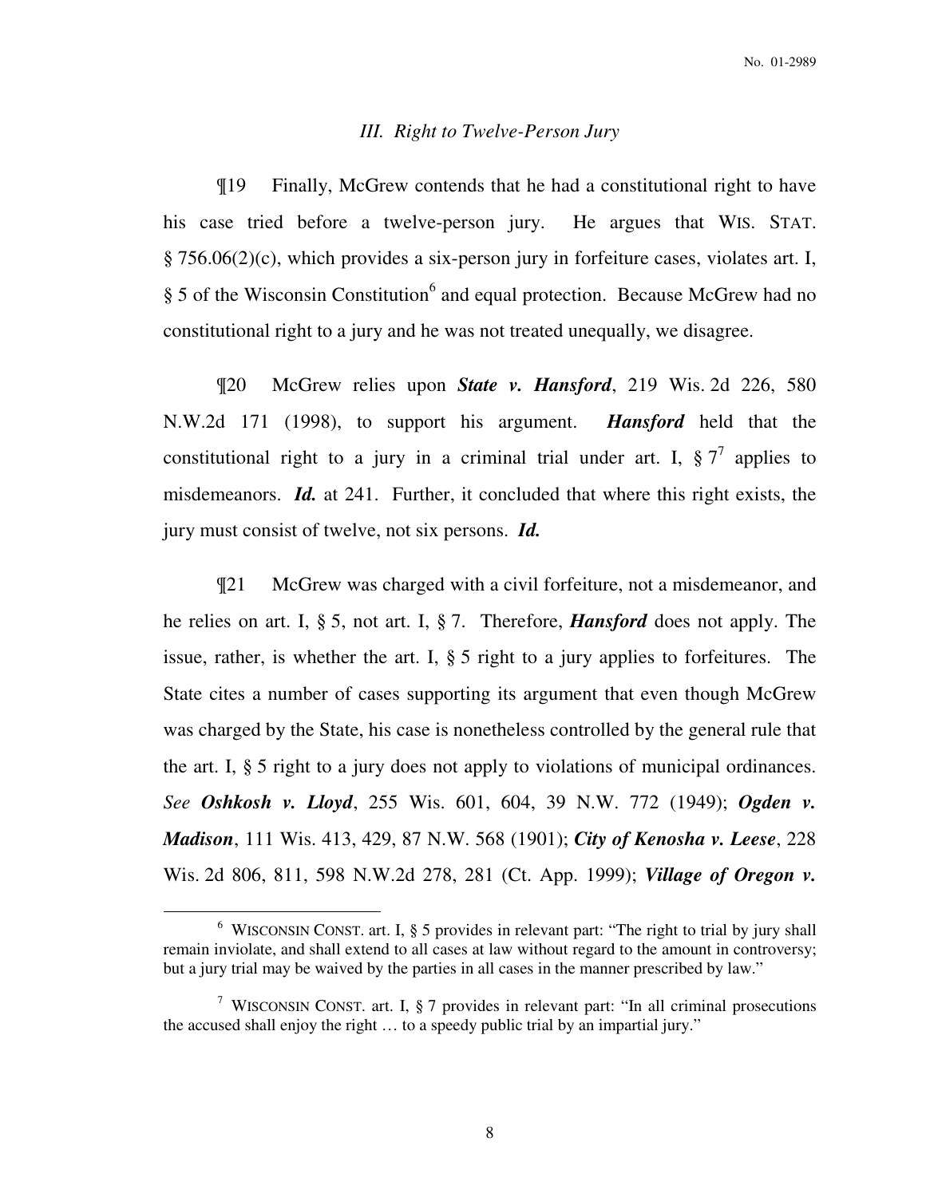### *III. Right to Twelve-Person Jury*

¶19 Finally, McGrew contends that he had a constitutional right to have his case tried before a twelve-person jury. He argues that WIS. STAT. § 756.06(2)(c), which provides a six-person jury in forfeiture cases, violates art. I, § 5 of the Wisconsin Constitution[6] and equal protection. Because McGrew had no constitutional right to a jury and he was not treated unequally, we disagree.

¶20 McGrew relies upon ***State v. Hansford***, 219 Wis. 2d 226, 580 N.W.2d 171 (1998), to support his argument. ***Hansford*** held that the constitutional right to a jury in a criminal trial under art. I, § 7[7] applies to misdemeanors. ***Id.*** at 241. Further, it concluded that where this right exists, the jury must consist of twelve, not six persons. ***Id.***

¶21 McGrew was charged with a civil forfeiture, not a misdemeanor, and he relies on art. I, § 5, not art. I, § 7. Therefore, ***Hansford*** does not apply. The issue, rather, is whether the art. I, § 5 right to a jury applies to forfeitures. The State cites a number of cases supporting its argument that even though McGrew was charged by the State, his case is nonetheless controlled by the general rule that the art. I, § 5 right to a jury does not apply to violations of municipal ordinances. *See* ***Oshkosh v. Lloyd***, 255 Wis. 601, 604, 39 N.W. 772 (1949); ***Ogden v. Madison***, 111 Wis. 413, 429, 87 N.W. 568 (1901); ***City of Kenosha v. Leese***, 228 Wis. 2d 806, 811, 598 N.W.2d 278, 281 (Ct. App. 1999); ***Village of Oregon v.***

---

[6] WISCONSIN CONST. art. I, § 5 provides in relevant part: "The right to trial by jury shall remain inviolate, and shall extend to all cases at law without regard to the amount in controversy; but a jury trial may be waived by the parties in all cases in the manner prescribed by law."

[7] WISCONSIN CONST. art. I, § 7 provides in relevant part: "In all criminal prosecutions the accused shall enjoy the right … to a speedy public trial by an impartial jury."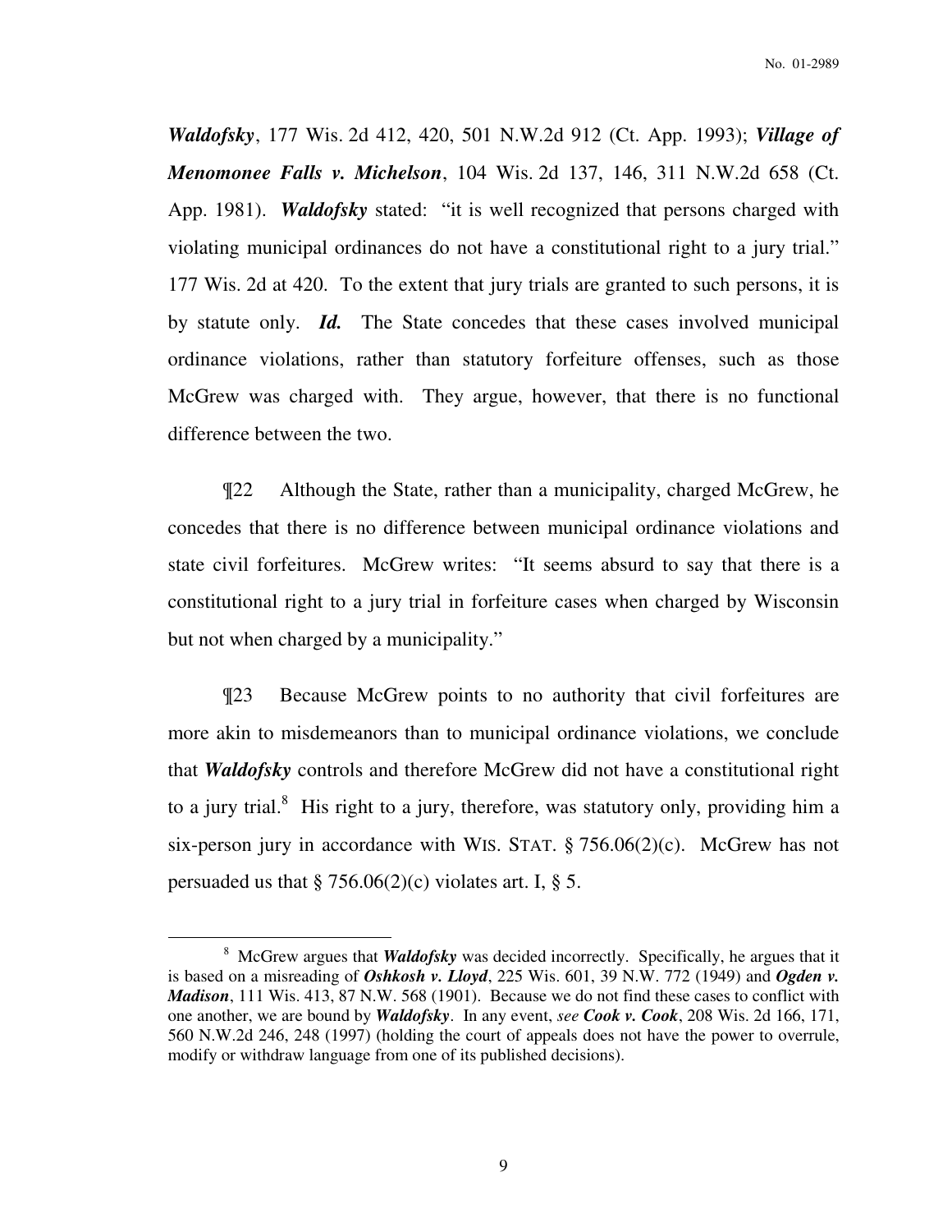***Waldofsky***, 177 Wis. 2d 412, 420, 501 N.W.2d 912 (Ct. App. 1993); ***Village of Menomonee Falls v. Michelson***, 104 Wis. 2d 137, 146, 311 N.W.2d 658 (Ct. App. 1981). ***Waldofsky*** stated: "it is well recognized that persons charged with violating municipal ordinances do not have a constitutional right to a jury trial." 177 Wis. 2d at 420. To the extent that jury trials are granted to such persons, it is by statute only. ***Id.*** The State concedes that these cases involved municipal ordinance violations, rather than statutory forfeiture offenses, such as those McGrew was charged with. They argue, however, that there is no functional difference between the two.

¶22 Although the State, rather than a municipality, charged McGrew, he concedes that there is no difference between municipal ordinance violations and state civil forfeitures. McGrew writes: "It seems absurd to say that there is a constitutional right to a jury trial in forfeiture cases when charged by Wisconsin but not when charged by a municipality."

¶23 Because McGrew points to no authority that civil forfeitures are more akin to misdemeanors than to municipal ordinance violations, we conclude that ***Waldofsky*** controls and therefore McGrew did not have a constitutional right to a jury trial.[8] His right to a jury, therefore, was statutory only, providing him a six-person jury in accordance with WIS. STAT. § 756.06(2)(c). McGrew has not persuaded us that § 756.06(2)(c) violates art. I, § 5.

---

[8] McGrew argues that ***Waldofsky*** was decided incorrectly. Specifically, he argues that it is based on a misreading of ***Oshkosh v. Lloyd***, 225 Wis. 601, 39 N.W. 772 (1949) and ***Ogden v. Madison***, 111 Wis. 413, 87 N.W. 568 (1901). Because we do not find these cases to conflict with one another, we are bound by ***Waldofsky***. In any event, *see* ***Cook v. Cook***, 208 Wis. 2d 166, 171, 560 N.W.2d 246, 248 (1997) (holding the court of appeals does not have the power to overrule, modify or withdraw language from one of its published decisions).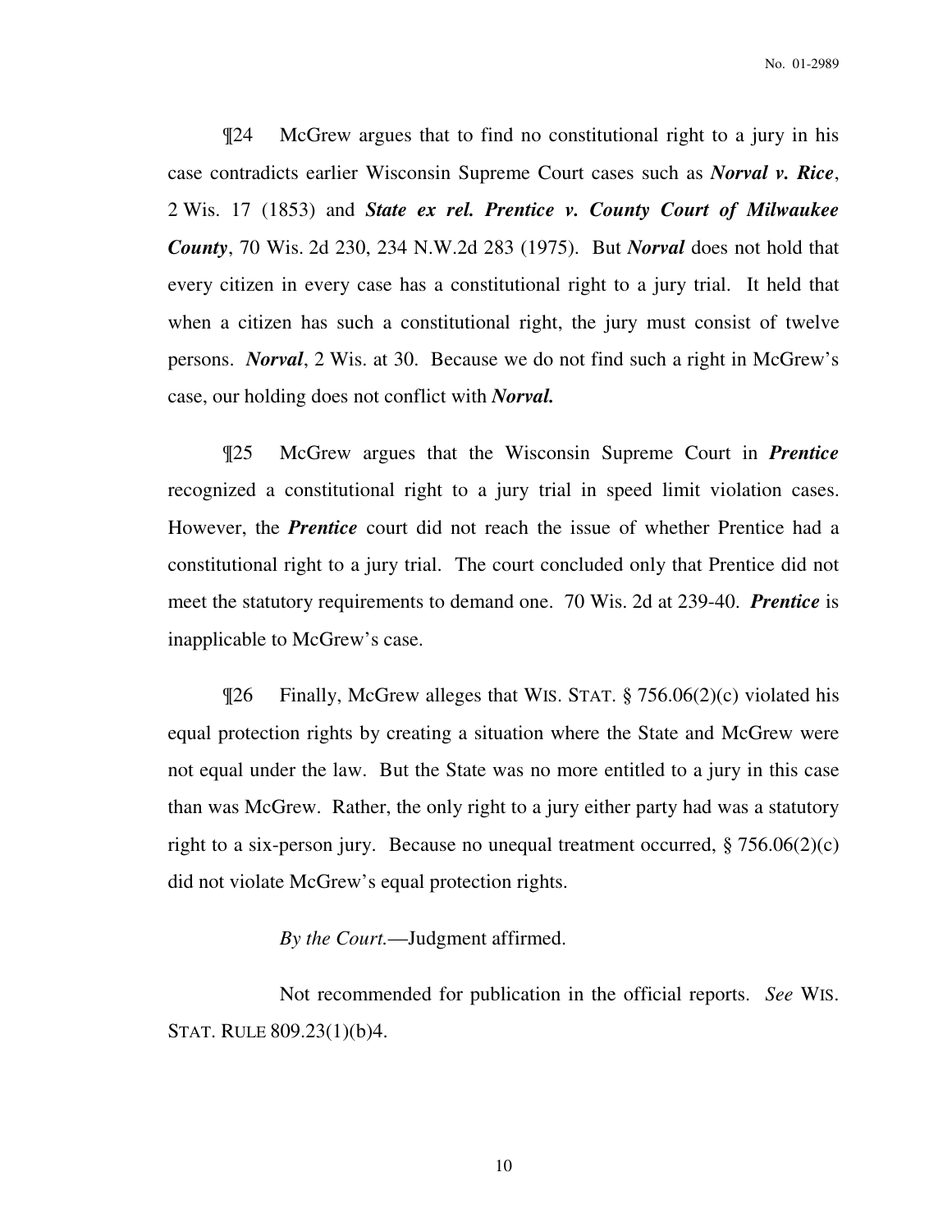¶24 McGrew argues that to find no constitutional right to a jury in his case contradicts earlier Wisconsin Supreme Court cases such as ***Norval v. Rice***, 2 Wis. 17 (1853) and ***State ex rel. Prentice v. County Court of Milwaukee County***, 70 Wis. 2d 230, 234 N.W.2d 283 (1975). But ***Norval*** does not hold that every citizen in every case has a constitutional right to a jury trial. It held that when a citizen has such a constitutional right, the jury must consist of twelve persons. ***Norval***, 2 Wis. at 30. Because we do not find such a right in McGrew's case, our holding does not conflict with ***Norval.***

¶25 McGrew argues that the Wisconsin Supreme Court in ***Prentice*** recognized a constitutional right to a jury trial in speed limit violation cases. However, the ***Prentice*** court did not reach the issue of whether Prentice had a constitutional right to a jury trial. The court concluded only that Prentice did not meet the statutory requirements to demand one. 70 Wis. 2d at 239-40. ***Prentice*** is inapplicable to McGrew's case.

¶26 Finally, McGrew alleges that WIS. STAT. § 756.06(2)(c) violated his equal protection rights by creating a situation where the State and McGrew were not equal under the law. But the State was no more entitled to a jury in this case than was McGrew. Rather, the only right to a jury either party had was a statutory right to a six-person jury. Because no unequal treatment occurred, § 756.06(2)(c) did not violate McGrew's equal protection rights.

*By the Court.*—Judgment affirmed.

Not recommended for publication in the official reports. *See* WIS. STAT. RULE 809.23(1)(b)4.